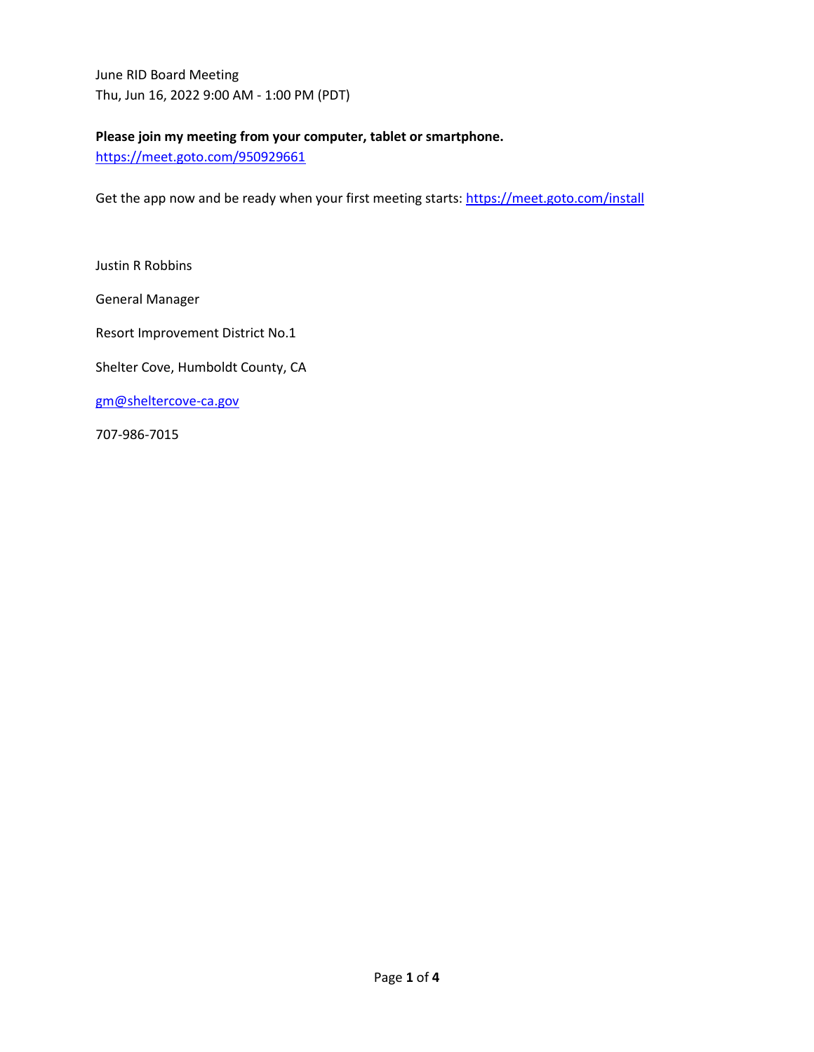June RID Board Meeting
Thu, Jun 16, 2022 9:00 AM - 1:00 PM (PDT)

**Please join my meeting from your computer, tablet or smartphone.**
https://meet.goto.com/950929661

Get the app now and be ready when your first meeting starts: https://meet.goto.com/install

Justin R Robbins

General Manager

Resort Improvement District No.1

Shelter Cove, Humboldt County, CA

gm@sheltercove-ca.gov

707-986-7015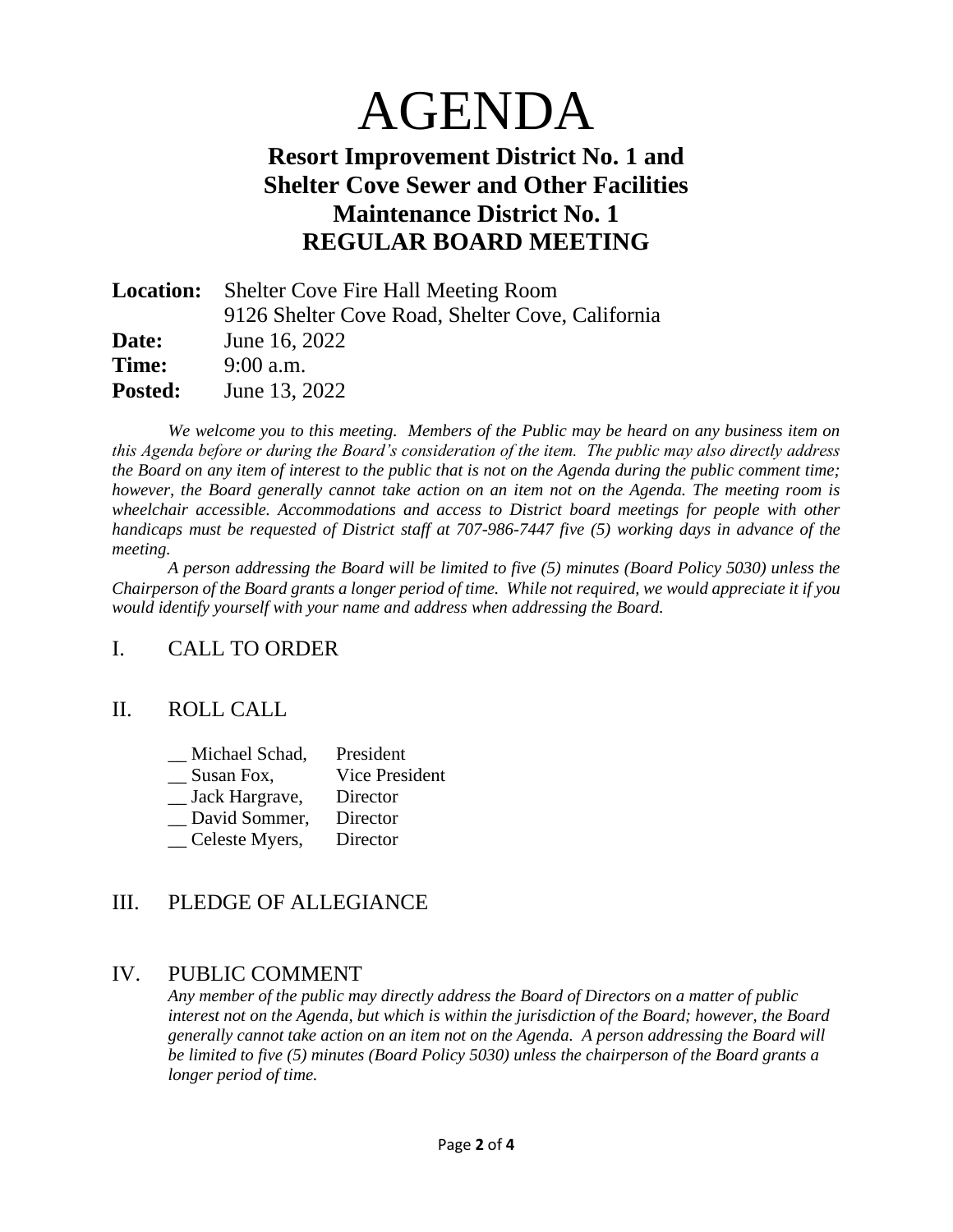# AGENDA

## Resort Improvement District No. 1 and Shelter Cove Sewer and Other Facilities Maintenance District No. 1 REGULAR BOARD MEETING

**Location:** Shelter Cove Fire Hall Meeting Room
9126 Shelter Cove Road, Shelter Cove, California
**Date:** June 16, 2022
**Time:** 9:00 a.m.
**Posted:** June 13, 2022

*We welcome you to this meeting. Members of the Public may be heard on any business item on this Agenda before or during the Board's consideration of the item. The public may also directly address the Board on any item of interest to the public that is not on the Agenda during the public comment time; however, the Board generally cannot take action on an item not on the Agenda. The meeting room is wheelchair accessible. Accommodations and access to District board meetings for people with other handicaps must be requested of District staff at 707-986-7447 five (5) working days in advance of the meeting.*

*A person addressing the Board will be limited to five (5) minutes (Board Policy 5030) unless the Chairperson of the Board grants a longer period of time. While not required, we would appreciate it if you would identify yourself with your name and address when addressing the Board.*

## I. CALL TO ORDER

## II. ROLL CALL

| | |
|---|---|
| __ Michael Schad, | President |
| __ Susan Fox, | Vice President |
| __ Jack Hargrave, | Director |
| __ David Sommer, | Director |
| __ Celeste Myers, | Director |

## III. PLEDGE OF ALLEGIANCE

## IV. PUBLIC COMMENT

*Any member of the public may directly address the Board of Directors on a matter of public interest not on the Agenda, but which is within the jurisdiction of the Board; however, the Board generally cannot take action on an item not on the Agenda. A person addressing the Board will be limited to five (5) minutes (Board Policy 5030) unless the chairperson of the Board grants a longer period of time.*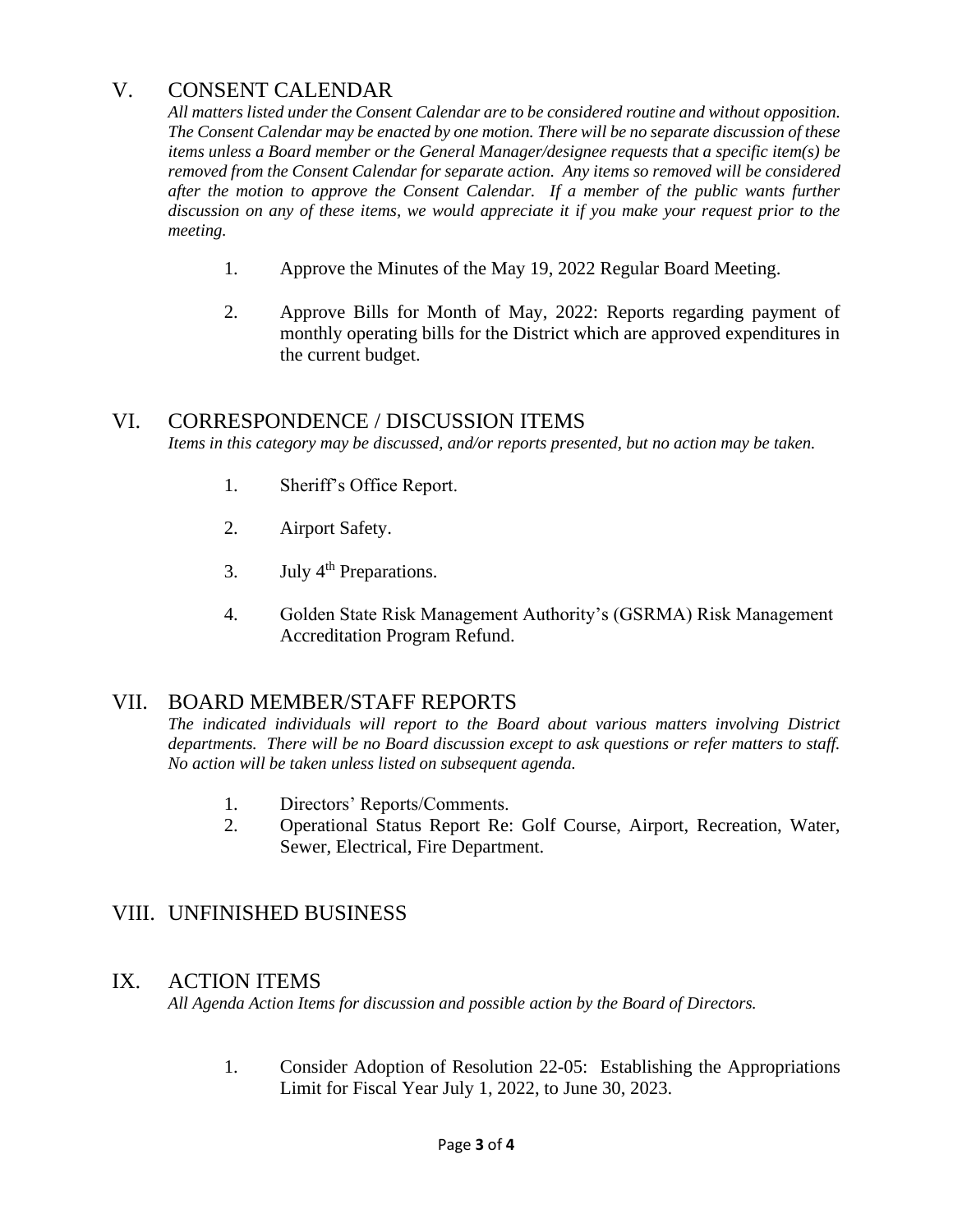## V. CONSENT CALENDAR

*All matters listed under the Consent Calendar are to be considered routine and without opposition. The Consent Calendar may be enacted by one motion. There will be no separate discussion of these items unless a Board member or the General Manager/designee requests that a specific item(s) be removed from the Consent Calendar for separate action. Any items so removed will be considered after the motion to approve the Consent Calendar. If a member of the public wants further discussion on any of these items, we would appreciate it if you make your request prior to the meeting.*

1. Approve the Minutes of the May 19, 2022 Regular Board Meeting.

2. Approve Bills for Month of May, 2022: Reports regarding payment of monthly operating bills for the District which are approved expenditures in the current budget.

## VI. CORRESPONDENCE / DISCUSSION ITEMS

*Items in this category may be discussed, and/or reports presented, but no action may be taken.*

1. Sheriff's Office Report.

2. Airport Safety.

3. July 4th Preparations.

4. Golden State Risk Management Authority's (GSRMA) Risk Management Accreditation Program Refund.

## VII. BOARD MEMBER/STAFF REPORTS

*The indicated individuals will report to the Board about various matters involving District departments. There will be no Board discussion except to ask questions or refer matters to staff. No action will be taken unless listed on subsequent agenda.*

1. Directors' Reports/Comments.
2. Operational Status Report Re: Golf Course, Airport, Recreation, Water, Sewer, Electrical, Fire Department.

## VIII. UNFINISHED BUSINESS

## IX. ACTION ITEMS

*All Agenda Action Items for discussion and possible action by the Board of Directors.*

1. Consider Adoption of Resolution 22-05: Establishing the Appropriations Limit for Fiscal Year July 1, 2022, to June 30, 2023.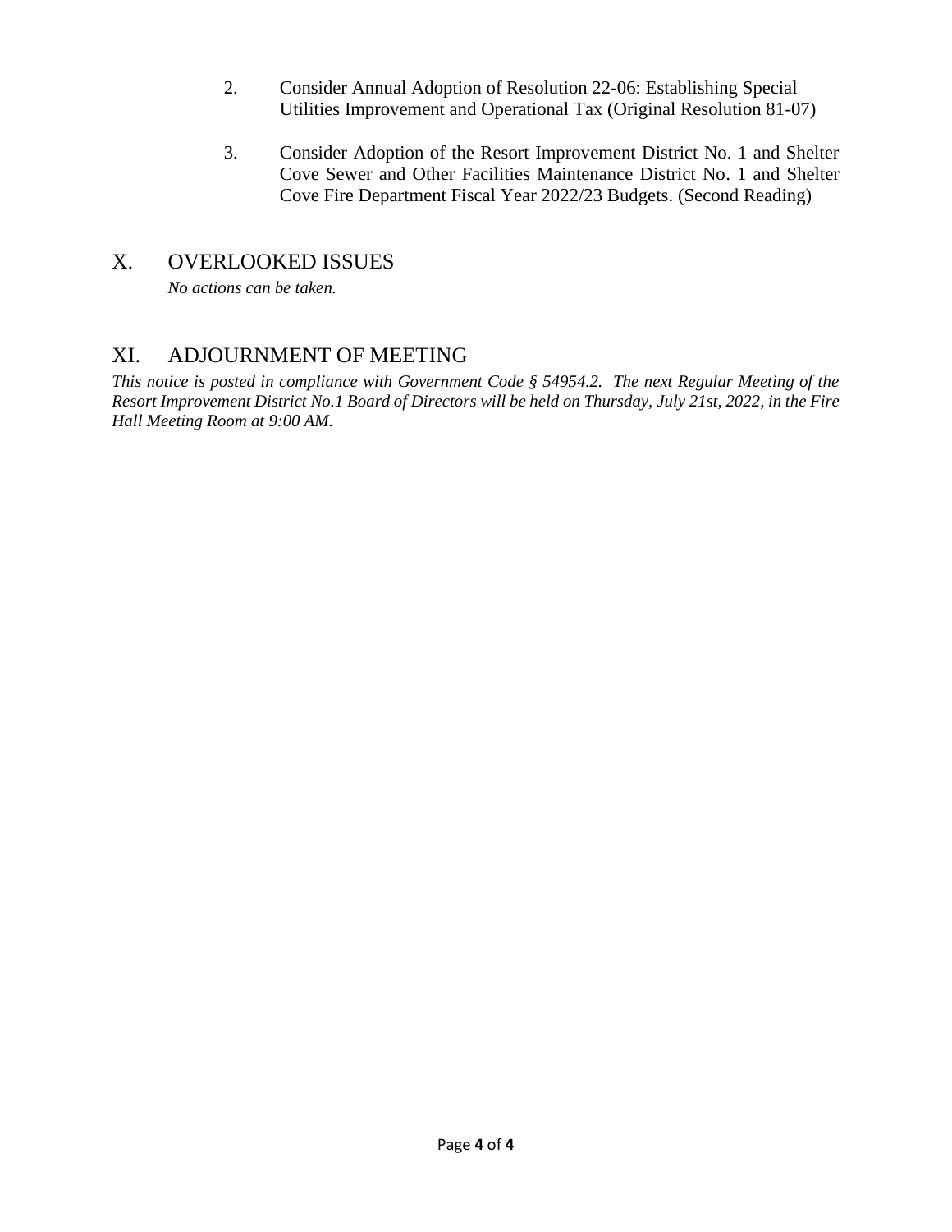2. Consider Annual Adoption of Resolution 22-06: Establishing Special Utilities Improvement and Operational Tax (Original Resolution 81-07)

3. Consider Adoption of the Resort Improvement District No. 1 and Shelter Cove Sewer and Other Facilities Maintenance District No. 1 and Shelter Cove Fire Department Fiscal Year 2022/23 Budgets. (Second Reading)

## X. OVERLOOKED ISSUES

*No actions can be taken.*

## XI. ADJOURNMENT OF MEETING

*This notice is posted in compliance with Government Code § 54954.2. The next Regular Meeting of the Resort Improvement District No.1 Board of Directors will be held on Thursday, July 21st, 2022, in the Fire Hall Meeting Room at 9:00 AM.*